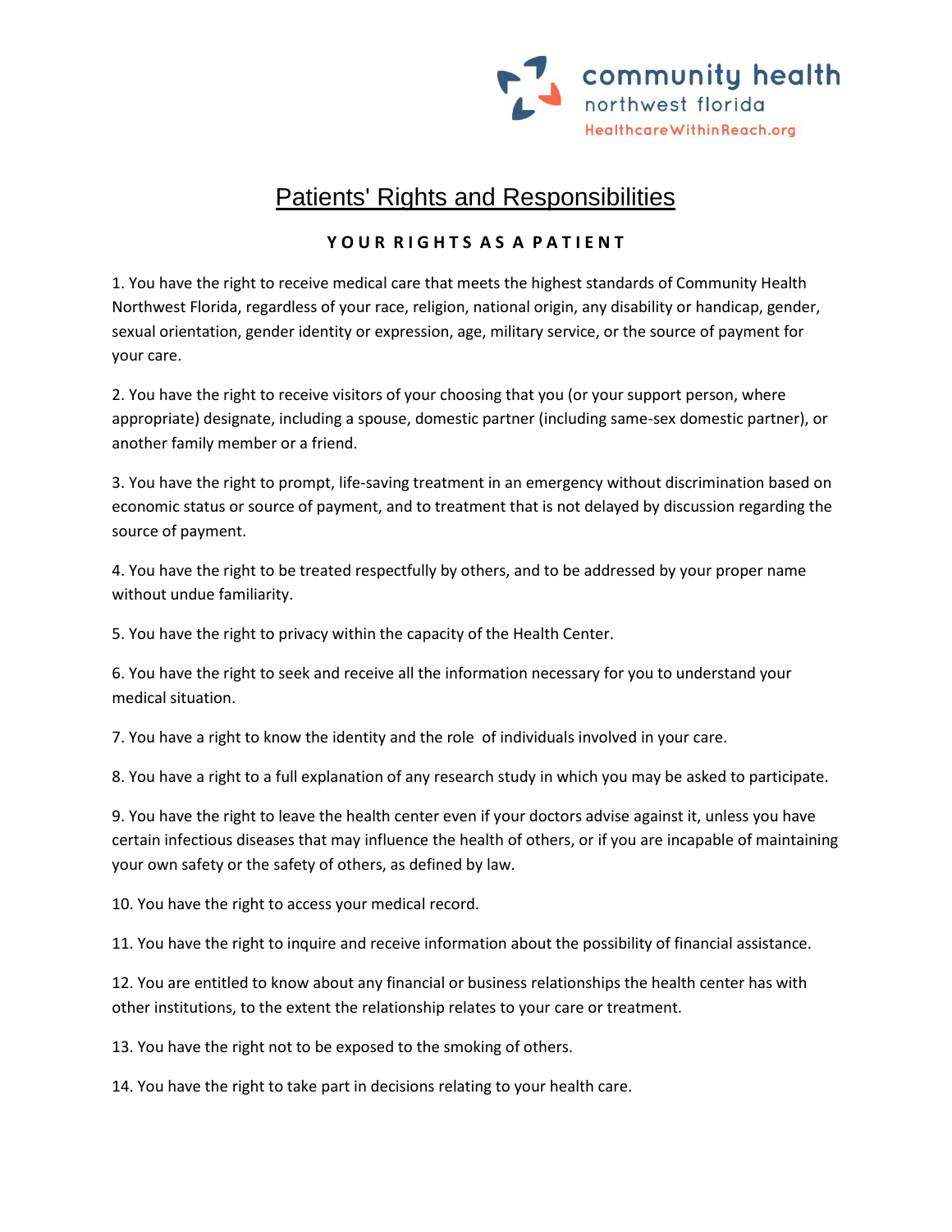community health
northwest florida
HealthcareWithinReach.org

# Patients' Rights and Responsibilities

## YOUR RIGHTS AS A PATIENT

1. You have the right to receive medical care that meets the highest standards of Community Health Northwest Florida, regardless of your race, religion, national origin, any disability or handicap, gender, sexual orientation, gender identity or expression, age, military service, or the source of payment for your care.

2. You have the right to receive visitors of your choosing that you (or your support person, where appropriate) designate, including a spouse, domestic partner (including same-sex domestic partner), or another family member or a friend.

3. You have the right to prompt, life-saving treatment in an emergency without discrimination based on economic status or source of payment, and to treatment that is not delayed by discussion regarding the source of payment.

4. You have the right to be treated respectfully by others, and to be addressed by your proper name without undue familiarity.

5. You have the right to privacy within the capacity of the Health Center.

6. You have the right to seek and receive all the information necessary for you to understand your medical situation.

7. You have a right to know the identity and the role of individuals involved in your care.

8. You have a right to a full explanation of any research study in which you may be asked to participate.

9. You have the right to leave the health center even if your doctors advise against it, unless you have certain infectious diseases that may influence the health of others, or if you are incapable of maintaining your own safety or the safety of others, as defined by law.

10. You have the right to access your medical record.

11. You have the right to inquire and receive information about the possibility of financial assistance.

12. You are entitled to know about any financial or business relationships the health center has with other institutions, to the extent the relationship relates to your care or treatment.

13. You have the right not to be exposed to the smoking of others.

14. You have the right to take part in decisions relating to your health care.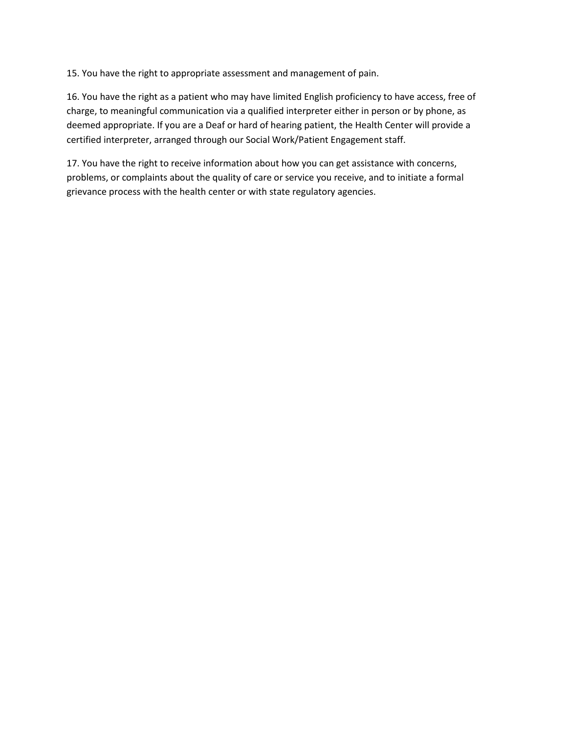15. You have the right to appropriate assessment and management of pain.

16. You have the right as a patient who may have limited English proficiency to have access, free of charge, to meaningful communication via a qualified interpreter either in person or by phone, as deemed appropriate. If you are a Deaf or hard of hearing patient, the Health Center will provide a certified interpreter, arranged through our Social Work/Patient Engagement staff.

17. You have the right to receive information about how you can get assistance with concerns, problems, or complaints about the quality of care or service you receive, and to initiate a formal grievance process with the health center or with state regulatory agencies.